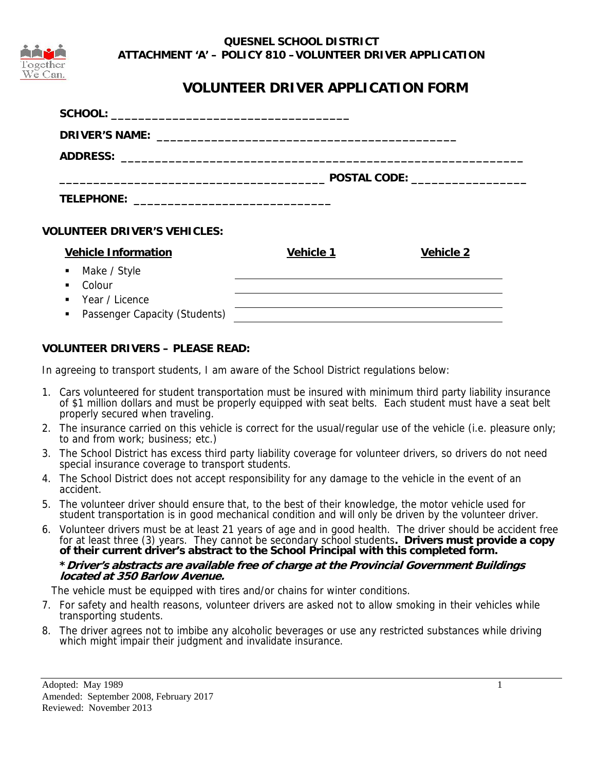**QUESNEL SCHOOL DISTRICT**
**ATTACHMENT 'A' – POLICY 810 –VOLUNTEER DRIVER APPLICATION**

# VOLUNTEER DRIVER APPLICATION FORM

**SCHOOL:** ___________________________________

**DRIVER'S NAME:** ___________________________________________

**ADDRESS:** ___________________________________________________________

______________________________________ **POSTAL CODE:** ________________

**TELEPHONE:** ____________________________

**VOLUNTEER DRIVER'S VEHICLES:**

| Vehicle Information | Vehicle 1 | Vehicle 2 |
|---|---|---|
| Make / Style | | |
| Colour | | |
| Year / Licence | | |
| Passenger Capacity (Students) | | |

**VOLUNTEER DRIVERS – PLEASE READ:**

In agreeing to transport students, I am aware of the School District regulations below:

1. Cars volunteered for student transportation must be insured with minimum third party liability insurance of $1 million dollars and must be properly equipped with seat belts. Each student must have a seat belt properly secured when traveling.
2. The insurance carried on this vehicle is correct for the usual/regular use of the vehicle (i.e. pleasure only; to and from work; business; etc.)
3. The School District has excess third party liability coverage for volunteer drivers, so drivers do not need special insurance coverage to transport students.
4. The School District does not accept responsibility for any damage to the vehicle in the event of an accident.
5. The volunteer driver should ensure that, to the best of their knowledge, the motor vehicle used for student transportation is in good mechanical condition and will only be driven by the volunteer driver.
6. Volunteer drivers must be at least 21 years of age and in good health. The driver should be accident free for at least three (3) years. They cannot be secondary school students**. Drivers must provide a copy of their current driver's abstract to the School Principal with this completed form.**

   ***\*Driver's abstracts are available free of charge at the Provincial Government Buildings located at 350 Barlow Avenue.***

   The vehicle must be equipped with tires and/or chains for winter conditions.
7. For safety and health reasons, volunteer drivers are asked not to allow smoking in their vehicles while transporting students.
8. The driver agrees not to imbibe any alcoholic beverages or use any restricted substances while driving which might impair their judgment and invalidate insurance.

Adopted: May 1989
Amended: September 2008, February 2017
Reviewed: November 2013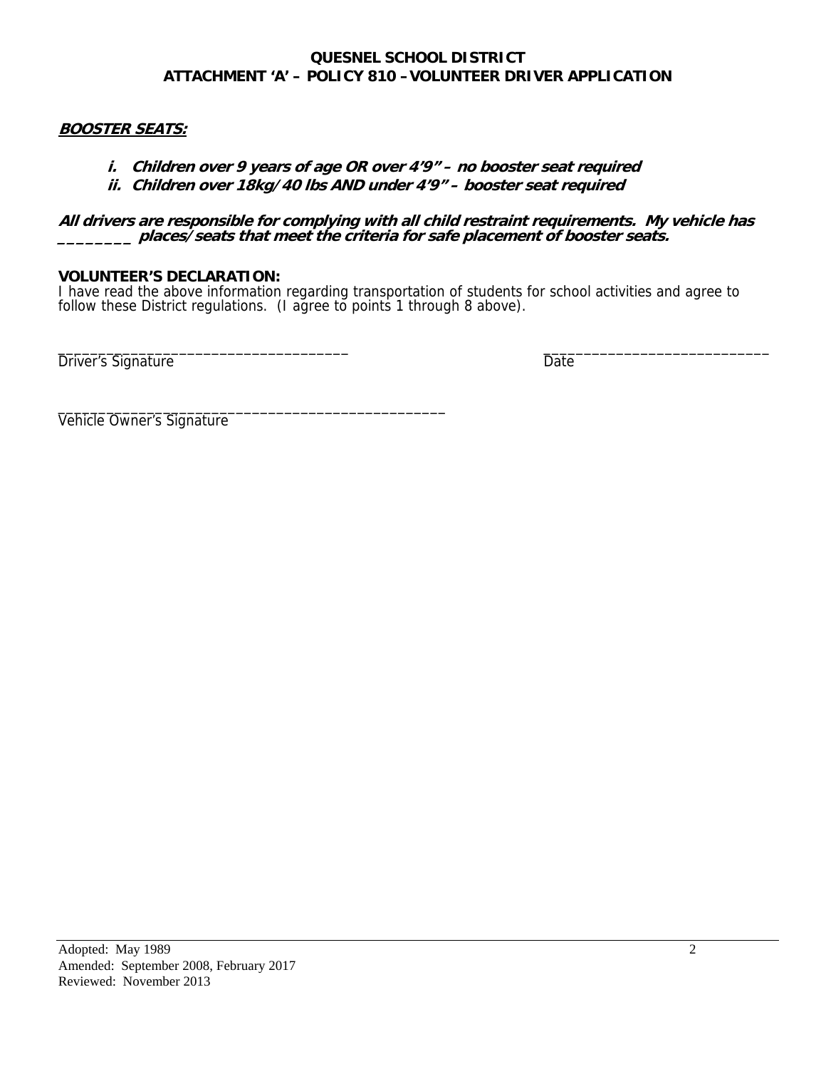**QUESNEL SCHOOL DISTRICT**
**ATTACHMENT 'A' – POLICY 810 –VOLUNTEER DRIVER APPLICATION**

***BOOSTER SEATS:***

i. ***Children over 9 years of age OR over 4'9" – no booster seat required***
ii. ***Children over 18kg/40 lbs AND under 4'9" – booster seat required***

***All drivers are responsible for complying with all child restraint requirements. My vehicle has ________ places/seats that meet the criteria for safe placement of booster seats.***

**VOLUNTEER'S DECLARATION:**
I have read the above information regarding transportation of students for school activities and agree to follow these District regulations. (I agree to points 1 through 8 above).

_____________________________________ ____________________________
Driver's Signature Date

__________________________________________________
Vehicle Owner's Signature

Adopted: May 1989
Amended: September 2008, February 2017
Reviewed: November 2013